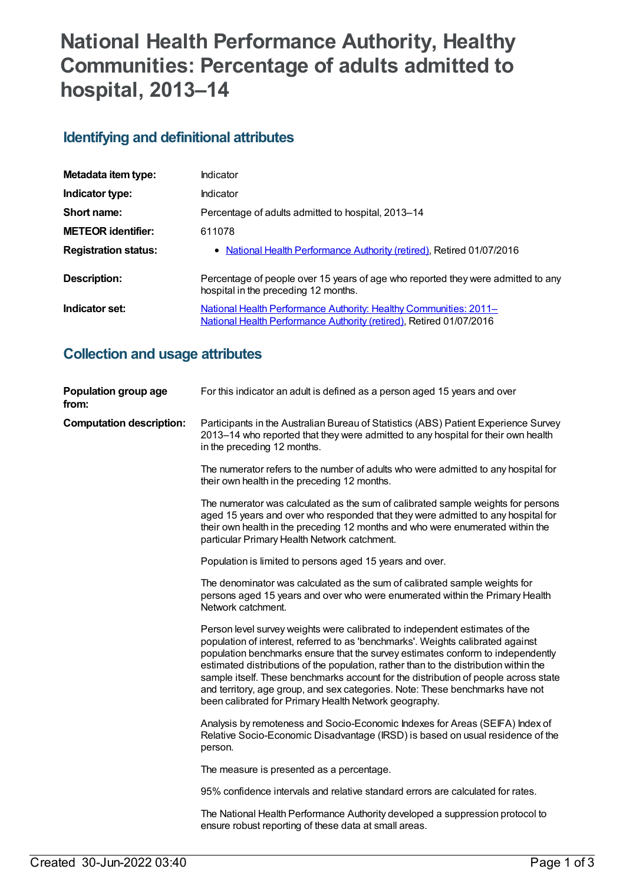# National Health Performance Authority, Healthy Communities: Percentage of adults admitted to hospital, 2013–14

## Identifying and definitional attributes

| | |
|---|---|
| **Metadata item type:** | Indicator |
| **Indicator type:** | Indicator |
| **Short name:** | Percentage of adults admitted to hospital, 2013–14 |
| **METEOR identifier:** | 611078 |
| **Registration status:** | - National Health Performance Authority (retired), Retired 01/07/2016 |
| **Description:** | Percentage of people over 15 years of age who reported they were admitted to any hospital in the preceding 12 months. |
| **Indicator set:** | National Health Performance Authority: Healthy Communities: 2011– National Health Performance Authority (retired), Retired 01/07/2016 |

## Collection and usage attributes

**Population group age from:** For this indicator an adult is defined as a person aged 15 years and over

**Computation description:** Participants in the Australian Bureau of Statistics (ABS) Patient Experience Survey 2013–14 who reported that they were admitted to any hospital for their own health in the preceding 12 months.

The numerator refers to the number of adults who were admitted to any hospital for their own health in the preceding 12 months.

The numerator was calculated as the sum of calibrated sample weights for persons aged 15 years and over who responded that they were admitted to any hospital for their own health in the preceding 12 months and who were enumerated within the particular Primary Health Network catchment.

Population is limited to persons aged 15 years and over.

The denominator was calculated as the sum of calibrated sample weights for persons aged 15 years and over who were enumerated within the Primary Health Network catchment.

Person level survey weights were calibrated to independent estimates of the population of interest, referred to as 'benchmarks'. Weights calibrated against population benchmarks ensure that the survey estimates conform to independently estimated distributions of the population, rather than to the distribution within the sample itself. These benchmarks account for the distribution of people across state and territory, age group, and sex categories. Note: These benchmarks have not been calibrated for Primary Health Network geography.

Analysis by remoteness and Socio-Economic Indexes for Areas (SEIFA) Index of Relative Socio-Economic Disadvantage (IRSD) is based on usual residence of the person.

The measure is presented as a percentage.

95% confidence intervals and relative standard errors are calculated for rates.

The National Health Performance Authority developed a suppression protocol to ensure robust reporting of these data at small areas.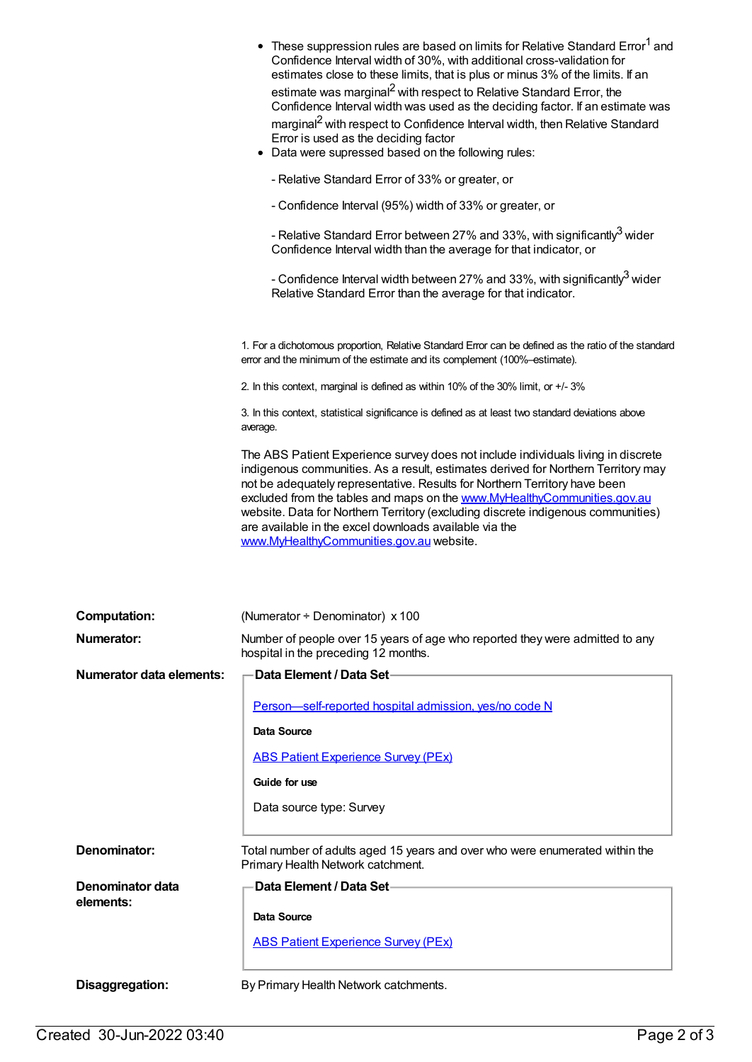- These suppression rules are based on limits for Relative Standard Error[1] and Confidence Interval width of 30%, with additional cross-validation for estimates close to these limits, that is plus or minus 3% of the limits. If an estimate was marginal[2] with respect to Relative Standard Error, the Confidence Interval width was used as the deciding factor. If an estimate was marginal[2] with respect to Confidence Interval width, then Relative Standard Error is used as the deciding factor
- Data were supressed based on the following rules:

  - Relative Standard Error of 33% or greater, or

  - Confidence Interval (95%) width of 33% or greater, or

  - Relative Standard Error between 27% and 33%, with significantly[3] wider Confidence Interval width than the average for that indicator, or

  - Confidence Interval width between 27% and 33%, with significantly[3] wider Relative Standard Error than the average for that indicator.

1. For a dichotomous proportion, Relative Standard Error can be defined as the ratio of the standard error and the minimum of the estimate and its complement (100%–estimate).

2. In this context, marginal is defined as within 10% of the 30% limit, or +/- 3%

3. In this context, statistical significance is defined as at least two standard deviations above average.

The ABS Patient Experience survey does not include individuals living in discrete indigenous communities. As a result, estimates derived for Northern Territory may not be adequately representative. Results for Northern Territory have been excluded from the tables and maps on the www.MyHealthyCommunities.gov.au website. Data for Northern Territory (excluding discrete indigenous communities) are available in the excel downloads available via the www.MyHealthyCommunities.gov.au website.

**Computation:** (Numerator ÷ Denominator) x 100

**Numerator:** Number of people over 15 years of age who reported they were admitted to any hospital in the preceding 12 months.

**Numerator data elements:**

**Data Element / Data Set**

Person—self-reported hospital admission, yes/no code N

**Data Source**

ABS Patient Experience Survey (PEx)

**Guide for use**

Data source type: Survey

**Denominator:** Total number of adults aged 15 years and over who were enumerated within the Primary Health Network catchment.

**Denominator data elements:**

**Data Element / Data Set**

**Data Source**

ABS Patient Experience Survey (PEx)

**Disaggregation:** By Primary Health Network catchments.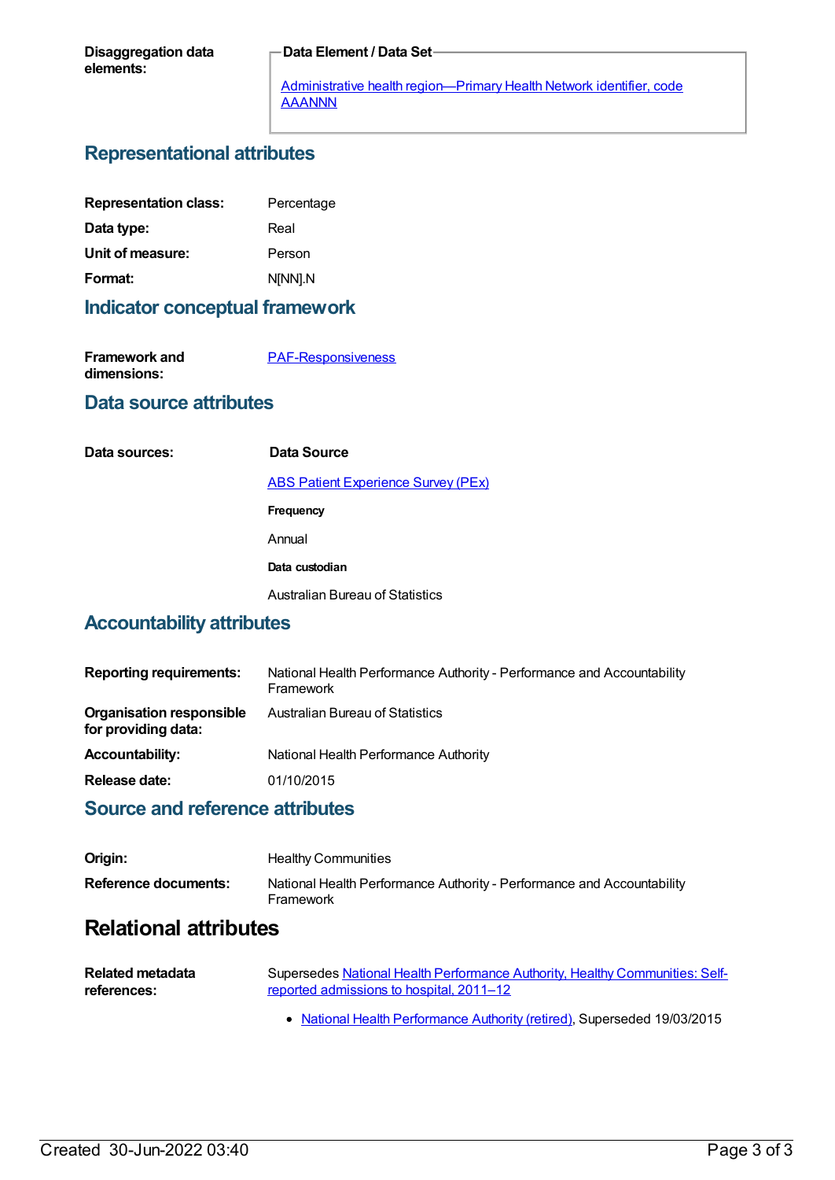**Disaggregation data elements:**

**Data Element / Data Set**

Administrative health region—Primary Health Network identifier, code AAANNN

## Representational attributes

**Representation class:** Percentage

**Data type:** Real

**Unit of measure:** Person

**Format:** N[NN].N

## Indicator conceptual framework

**Framework and dimensions:** PAF-Responsiveness

## Data source attributes

**Data sources:**

**Data Source**

ABS Patient Experience Survey (PEx)

**Frequency**

Annual

**Data custodian**

Australian Bureau of Statistics

## Accountability attributes

**Reporting requirements:** National Health Performance Authority - Performance and Accountability Framework

**Organisation responsible for providing data:** Australian Bureau of Statistics

**Accountability:** National Health Performance Authority

**Release date:** 01/10/2015

## Source and reference attributes

**Origin:** Healthy Communities

**Reference documents:** National Health Performance Authority - Performance and Accountability Framework

# Relational attributes

**Related metadata references:**

Supersedes National Health Performance Authority, Healthy Communities: Self-reported admissions to hospital, 2011–12

- National Health Performance Authority (retired), Superseded 19/03/2015